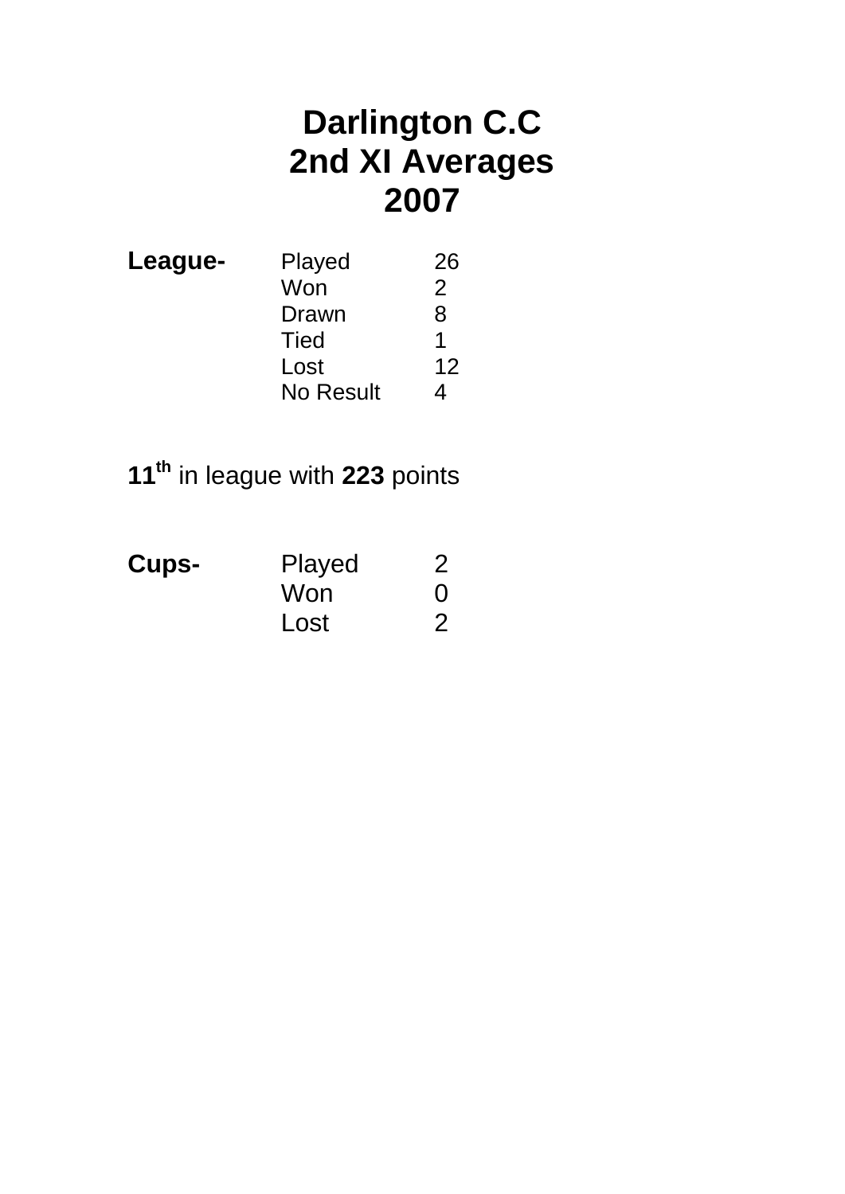# Darlington C.C
# 2nd XI Averages
# 2007

| **League-** | | |
|---|---|---|
| | Played | 26 |
| | Won | 2 |
| | Drawn | 8 |
| | Tied | 1 |
| | Lost | 12 |
| | No Result | 4 |

**11th** in league with **223** points

| **Cups-** | | |
|---|---|---|
| | Played | 2 |
| | Won | 0 |
| | Lost | 2 |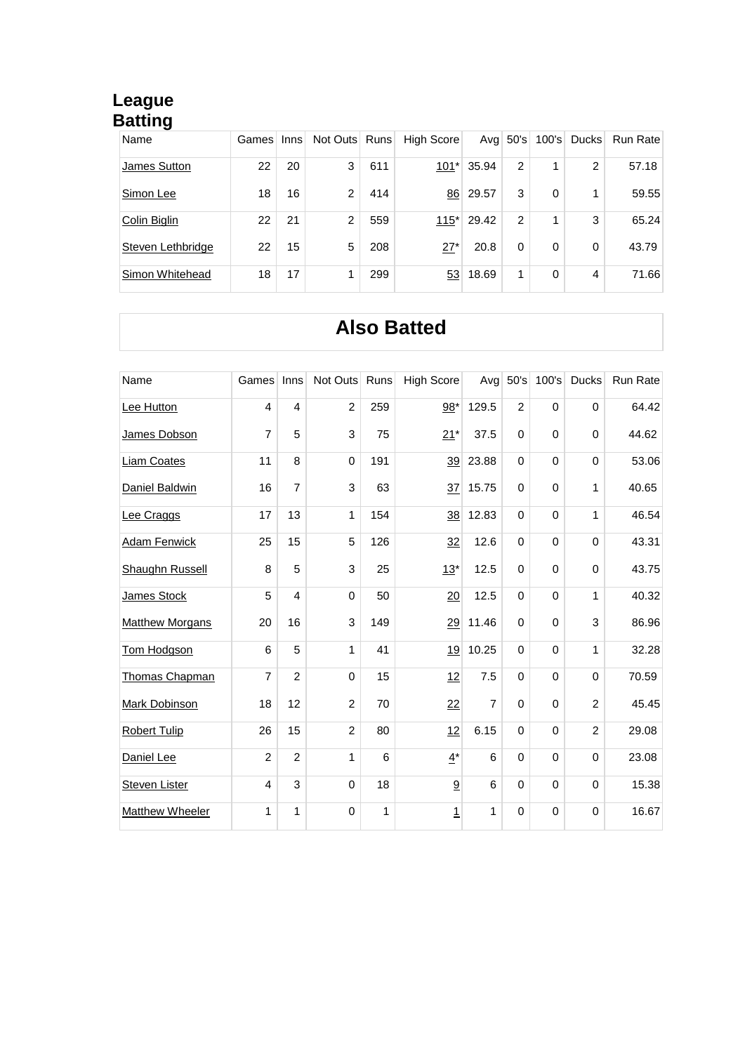# League Batting

| Name | Games | Inns | Not Outs | Runs | High Score | Avg | 50's | 100's | Ducks | Run Rate |
|---|---|---|---|---|---|---|---|---|---|---|
| James Sutton | 22 | 20 | 3 | 611 | 101* | 35.94 | 2 | 1 | 2 | 57.18 |
| Simon Lee | 18 | 16 | 2 | 414 | 86 | 29.57 | 3 | 0 | 1 | 59.55 |
| Colin Biglin | 22 | 21 | 2 | 559 | 115* | 29.42 | 2 | 1 | 3 | 65.24 |
| Steven Lethbridge | 22 | 15 | 5 | 208 | 27* | 20.8 | 0 | 0 | 0 | 43.79 |
| Simon Whitehead | 18 | 17 | 1 | 299 | 53 | 18.69 | 1 | 0 | 4 | 71.66 |

## Also Batted

| Name | Games | Inns | Not Outs | Runs | High Score | Avg | 50's | 100's | Ducks | Run Rate |
|---|---|---|---|---|---|---|---|---|---|---|
| Lee Hutton | 4 | 4 | 2 | 259 | 98* | 129.5 | 2 | 0 | 0 | 64.42 |
| James Dobson | 7 | 5 | 3 | 75 | 21* | 37.5 | 0 | 0 | 0 | 44.62 |
| Liam Coates | 11 | 8 | 0 | 191 | 39 | 23.88 | 0 | 0 | 0 | 53.06 |
| Daniel Baldwin | 16 | 7 | 3 | 63 | 37 | 15.75 | 0 | 0 | 1 | 40.65 |
| Lee Craggs | 17 | 13 | 1 | 154 | 38 | 12.83 | 0 | 0 | 1 | 46.54 |
| Adam Fenwick | 25 | 15 | 5 | 126 | 32 | 12.6 | 0 | 0 | 0 | 43.31 |
| Shaughn Russell | 8 | 5 | 3 | 25 | 13* | 12.5 | 0 | 0 | 0 | 43.75 |
| James Stock | 5 | 4 | 0 | 50 | 20 | 12.5 | 0 | 0 | 1 | 40.32 |
| Matthew Morgans | 20 | 16 | 3 | 149 | 29 | 11.46 | 0 | 0 | 3 | 86.96 |
| Tom Hodgson | 6 | 5 | 1 | 41 | 19 | 10.25 | 0 | 0 | 1 | 32.28 |
| Thomas Chapman | 7 | 2 | 0 | 15 | 12 | 7.5 | 0 | 0 | 0 | 70.59 |
| Mark Dobinson | 18 | 12 | 2 | 70 | 22 | 7 | 0 | 0 | 2 | 45.45 |
| Robert Tulip | 26 | 15 | 2 | 80 | 12 | 6.15 | 0 | 0 | 2 | 29.08 |
| Daniel Lee | 2 | 2 | 1 | 6 | 4* | 6 | 0 | 0 | 0 | 23.08 |
| Steven Lister | 4 | 3 | 0 | 18 | 9 | 6 | 0 | 0 | 0 | 15.38 |
| Matthew Wheeler | 1 | 1 | 0 | 1 | 1 | 1 | 0 | 0 | 0 | 16.67 |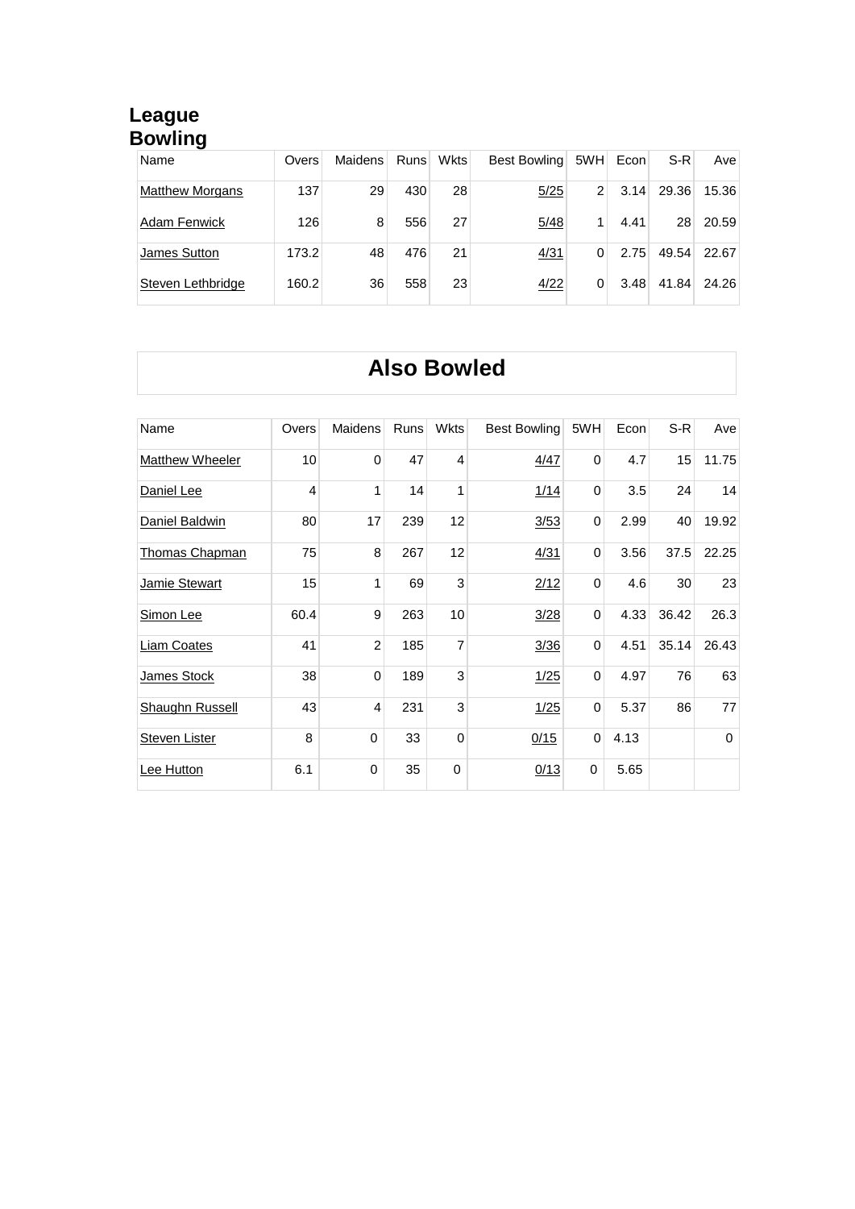# League Bowling

| Name | Overs | Maidens | Runs | Wkts | Best Bowling | 5WH | Econ | S-R | Ave |
|---|---|---|---|---|---|---|---|---|---|
| Matthew Morgans | 137 | 29 | 430 | 28 | 5/25 | 2 | 3.14 | 29.36 | 15.36 |
| Adam Fenwick | 126 | 8 | 556 | 27 | 5/48 | 1 | 4.41 | 28 | 20.59 |
| James Sutton | 173.2 | 48 | 476 | 21 | 4/31 | 0 | 2.75 | 49.54 | 22.67 |
| Steven Lethbridge | 160.2 | 36 | 558 | 23 | 4/22 | 0 | 3.48 | 41.84 | 24.26 |

## Also Bowled

| Name | Overs | Maidens | Runs | Wkts | Best Bowling | 5WH | Econ | S-R | Ave |
|---|---|---|---|---|---|---|---|---|---|
| Matthew Wheeler | 10 | 0 | 47 | 4 | 4/47 | 0 | 4.7 | 15 | 11.75 |
| Daniel Lee | 4 | 1 | 14 | 1 | 1/14 | 0 | 3.5 | 24 | 14 |
| Daniel Baldwin | 80 | 17 | 239 | 12 | 3/53 | 0 | 2.99 | 40 | 19.92 |
| Thomas Chapman | 75 | 8 | 267 | 12 | 4/31 | 0 | 3.56 | 37.5 | 22.25 |
| Jamie Stewart | 15 | 1 | 69 | 3 | 2/12 | 0 | 4.6 | 30 | 23 |
| Simon Lee | 60.4 | 9 | 263 | 10 | 3/28 | 0 | 4.33 | 36.42 | 26.3 |
| Liam Coates | 41 | 2 | 185 | 7 | 3/36 | 0 | 4.51 | 35.14 | 26.43 |
| James Stock | 38 | 0 | 189 | 3 | 1/25 | 0 | 4.97 | 76 | 63 |
| Shaughn Russell | 43 | 4 | 231 | 3 | 1/25 | 0 | 5.37 | 86 | 77 |
| Steven Lister | 8 | 0 | 33 | 0 | 0/15 | 0 | 4.13 | | 0 |
| Lee Hutton | 6.1 | 0 | 35 | 0 | 0/13 | 0 | 5.65 | | |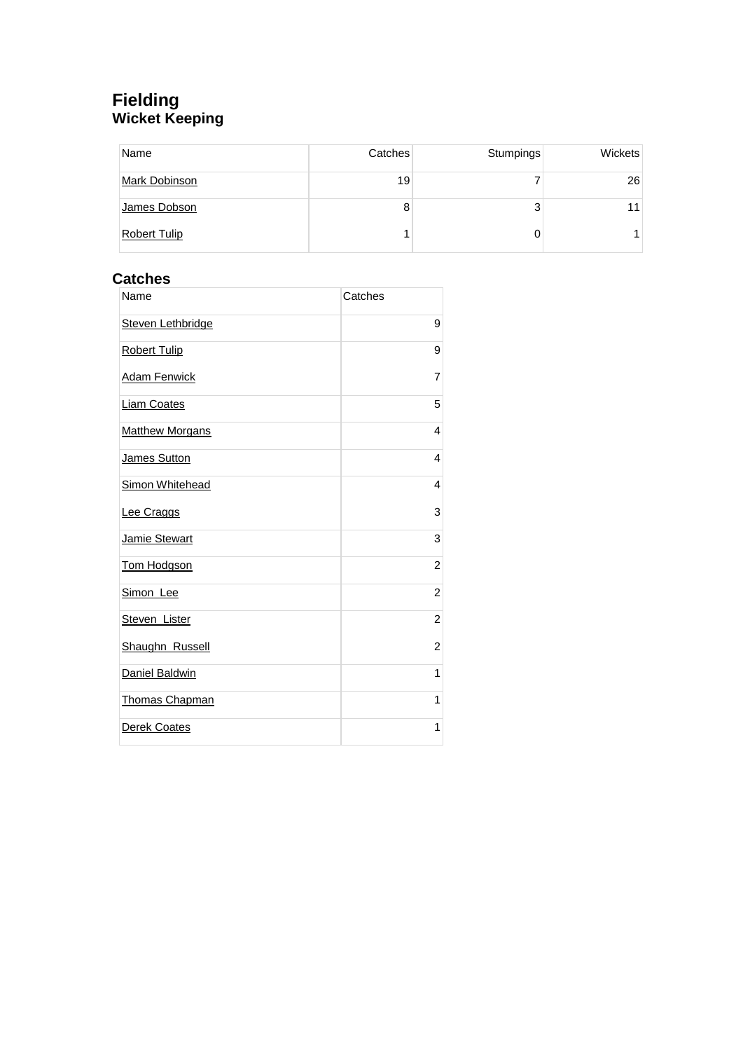# Fielding

## Wicket Keeping

| Name | Catches | Stumpings | Wickets |
|---|---|---|---|
| Mark Dobinson | 19 | 7 | 26 |
| James Dobson | 8 | 3 | 11 |
| Robert Tulip | 1 | 0 | 1 |

## Catches

| Name | Catches |
|---|---|
| Steven Lethbridge | 9 |
| Robert Tulip | 9 |
| Adam Fenwick | 7 |
| Liam Coates | 5 |
| Matthew Morgans | 4 |
| James Sutton | 4 |
| Simon Whitehead | 4 |
| Lee Craggs | 3 |
| Jamie Stewart | 3 |
| Tom Hodgson | 2 |
| Simon Lee | 2 |
| Steven Lister | 2 |
| Shaughn Russell | 2 |
| Daniel Baldwin | 1 |
| Thomas Chapman | 1 |
| Derek Coates | 1 |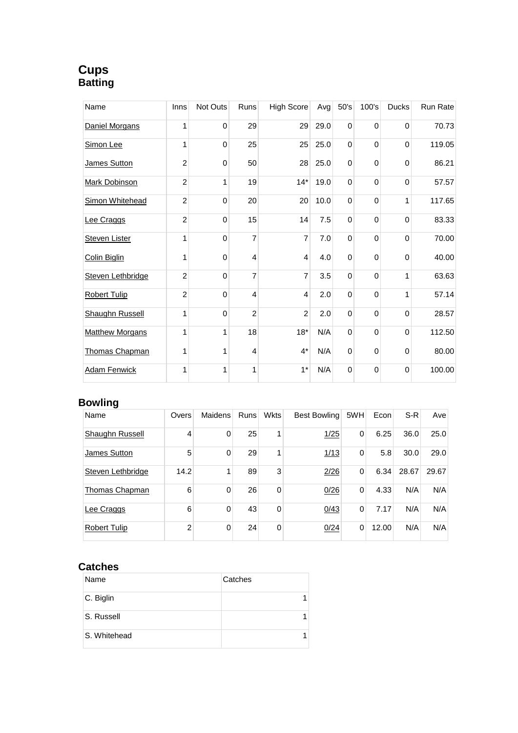# Cups

## Batting

| Name | Inns | Not Outs | Runs | High Score | Avg | 50's | 100's | Ducks | Run Rate |
|---|---|---|---|---|---|---|---|---|---|
| Daniel Morgans | 1 | 0 | 29 | 29 | 29.0 | 0 | 0 | 0 | 70.73 |
| Simon Lee | 1 | 0 | 25 | 25 | 25.0 | 0 | 0 | 0 | 119.05 |
| James Sutton | 2 | 0 | 50 | 28 | 25.0 | 0 | 0 | 0 | 86.21 |
| Mark Dobinson | 2 | 1 | 19 | 14* | 19.0 | 0 | 0 | 0 | 57.57 |
| Simon Whitehead | 2 | 0 | 20 | 20 | 10.0 | 0 | 0 | 1 | 117.65 |
| Lee Craggs | 2 | 0 | 15 | 14 | 7.5 | 0 | 0 | 0 | 83.33 |
| Steven Lister | 1 | 0 | 7 | 7 | 7.0 | 0 | 0 | 0 | 70.00 |
| Colin Biglin | 1 | 0 | 4 | 4 | 4.0 | 0 | 0 | 0 | 40.00 |
| Steven Lethbridge | 2 | 0 | 7 | 7 | 3.5 | 0 | 0 | 1 | 63.63 |
| Robert Tulip | 2 | 0 | 4 | 4 | 2.0 | 0 | 0 | 1 | 57.14 |
| Shaughn Russell | 1 | 0 | 2 | 2 | 2.0 | 0 | 0 | 0 | 28.57 |
| Matthew Morgans | 1 | 1 | 18 | 18* | N/A | 0 | 0 | 0 | 112.50 |
| Thomas Chapman | 1 | 1 | 4 | 4* | N/A | 0 | 0 | 0 | 80.00 |
| Adam Fenwick | 1 | 1 | 1 | 1* | N/A | 0 | 0 | 0 | 100.00 |

## Bowling

| Name | Overs | Maidens | Runs | Wkts | Best Bowling | 5WH | Econ | S-R | Ave |
|---|---|---|---|---|---|---|---|---|---|
| Shaughn Russell | 4 | 0 | 25 | 1 | 1/25 | 0 | 6.25 | 36.0 | 25.0 |
| James Sutton | 5 | 0 | 29 | 1 | 1/13 | 0 | 5.8 | 30.0 | 29.0 |
| Steven Lethbridge | 14.2 | 1 | 89 | 3 | 2/26 | 0 | 6.34 | 28.67 | 29.67 |
| Thomas Chapman | 6 | 0 | 26 | 0 | 0/26 | 0 | 4.33 | N/A | N/A |
| Lee Craggs | 6 | 0 | 43 | 0 | 0/43 | 0 | 7.17 | N/A | N/A |
| Robert Tulip | 2 | 0 | 24 | 0 | 0/24 | 0 | 12.00 | N/A | N/A |

## Catches

| Name | Catches |
|---|---|
| C. Biglin | 1 |
| S. Russell | 1 |
| S. Whitehead | 1 |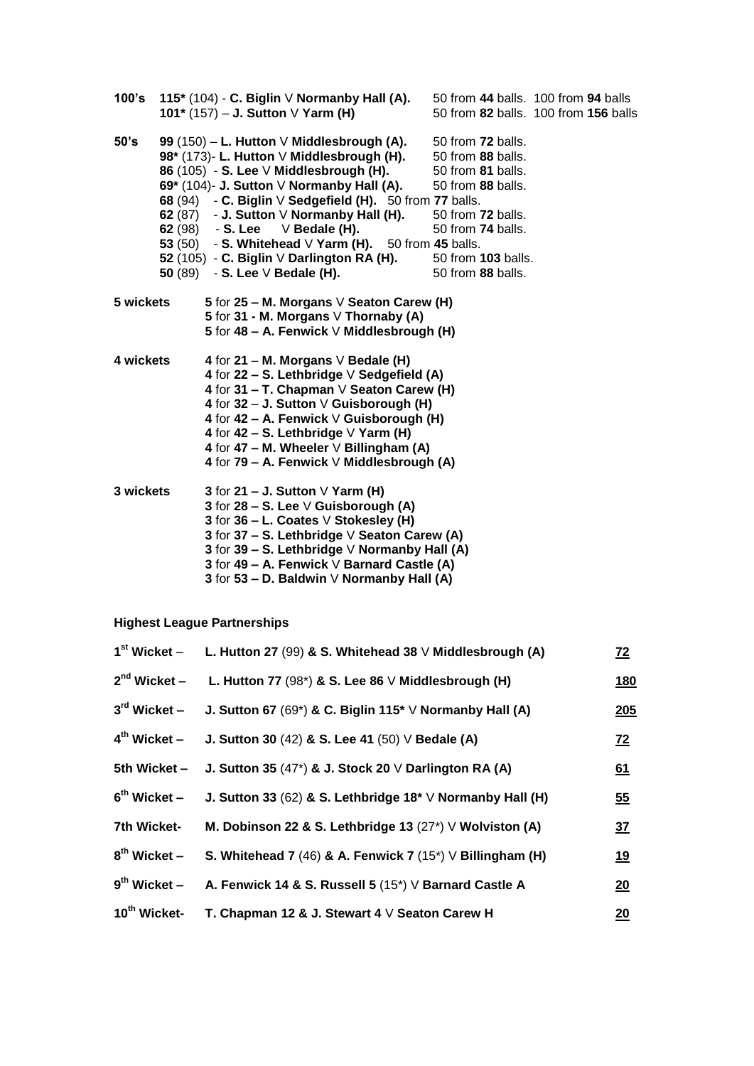**100's** **115*** (104) - **C. Biglin** V **Normanby Hall (A).** 50 from **44** balls. 100 from **94** balls
**101*** (157) – **J. Sutton** V **Yarm (H)** 50 from **82** balls. 100 from **156** balls

**50's** **99** (150) – **L. Hutton** V **Middlesbrough (A).** 50 from **72** balls.
**98*** (173)- **L. Hutton** V **Middlesbrough (H).** 50 from **88** balls.
**86** (105) - **S. Lee** V **Middlesbrough (H).** 50 from **81** balls.
**69*** (104)- **J. Sutton** V **Normanby Hall (A).** 50 from **88** balls.
**68** (94) - **C. Biglin** V **Sedgefield (H).** 50 from **77** balls.
**62** (87) - **J. Sutton** V **Normanby Hall (H).** 50 from **72** balls.
**62** (98) - **S. Lee** V **Bedale (H).** 50 from **74** balls.
**53** (50) - **S. Whitehead** V **Yarm (H).** 50 from **45** balls.
**52** (105) - **C. Biglin** V **Darlington RA (H).** 50 from **103** balls.
**50** (89) - **S. Lee** V **Bedale (H).** 50 from **88** balls.

**5 wickets**
**5** for **25 – M. Morgans** V **Seaton Carew (H)**
**5** for **31 - M. Morgans** V **Thornaby (A)**
**5** for **48 – A. Fenwick** V **Middlesbrough (H)**

**4 wickets**
**4** for **21** – **M. Morgans** V **Bedale (H)**
**4** for **22 – S. Lethbridge** V **Sedgefield (A)**
**4** for **31 – T. Chapman** V **Seaton Carew (H)**
**4** for **32** – **J. Sutton** V **Guisborough (H)**
**4** for **42 – A. Fenwick** V **Guisborough (H)**
**4** for **42 – S. Lethbridge** V **Yarm (H)**
**4** for **47 – M. Wheeler** V **Billingham (A)**
**4** for **79 – A. Fenwick** V **Middlesbrough (A)**

**3 wickets**
**3** for **21 – J. Sutton** V **Yarm (H)**
**3** for **28 – S. Lee** V **Guisborough (A)**
**3** for **36 – L. Coates** V **Stokesley (H)**
**3** for **37 – S. Lethbridge** V **Seaton Carew (A)**
**3** for **39 – S. Lethbridge** V **Normanby Hall (A)**
**3** for **49 – A. Fenwick** V **Barnard Castle (A)**
**3** for **53 – D. Baldwin** V **Normanby Hall (A)**

**Highest League Partnerships**

| | | |
|---|---|---|
| **1st Wicket** – | **L. Hutton 27** (99) **& S. Whitehead 38** V **Middlesbrough (A)** | **72** |
| **2nd Wicket –** | **L. Hutton 77** (98*) **& S. Lee 86** V **Middlesbrough (H)** | **180** |
| **3rd Wicket –** | **J. Sutton 67** (69*) **& C. Biglin 115*** V **Normanby Hall (A)** | **205** |
| **4th Wicket –** | **J. Sutton 30** (42) **& S. Lee 41** (50) V **Bedale (A)** | **72** |
| **5th Wicket –** | **J. Sutton 35** (47*) **& J. Stock 20** V **Darlington RA (A)** | **61** |
| **6th Wicket –** | **J. Sutton 33** (62) **& S. Lethbridge 18*** V **Normanby Hall (H)** | **55** |
| **7th Wicket-** | **M. Dobinson 22 & S. Lethbridge 13** (27*) V **Wolviston (A)** | **37** |
| **8th Wicket –** | **S. Whitehead 7** (46) **& A. Fenwick 7** (15*) V **Billingham (H)** | **19** |
| **9th Wicket –** | **A. Fenwick 14 & S. Russell 5** (15*) V **Barnard Castle A** | **20** |
| **10th Wicket-** | **T. Chapman 12 & J. Stewart 4** V **Seaton Carew H** | **20** |